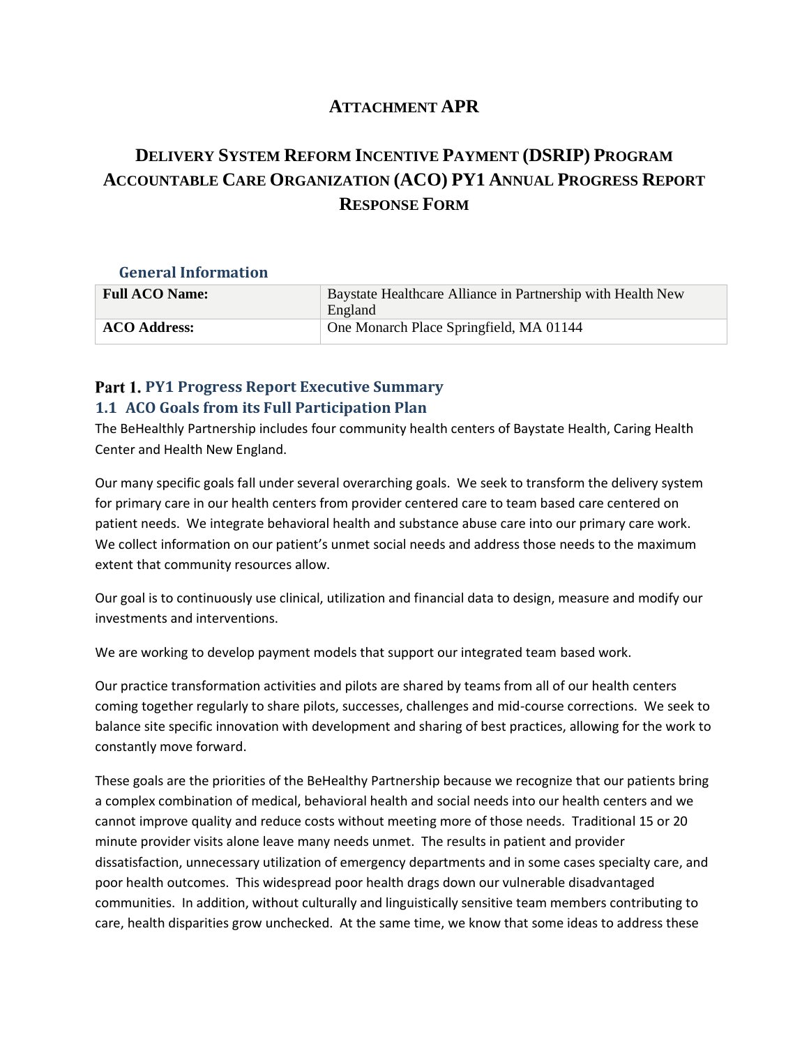# ATTACHMENT APR

# DELIVERY SYSTEM REFORM INCENTIVE PAYMENT (DSRIP) PROGRAM ACCOUNTABLE CARE ORGANIZATION (ACO) PY1 ANNUAL PROGRESS REPORT RESPONSE FORM

### General Information

| **Full ACO Name:** | Baystate Healthcare Alliance in Partnership with Health New England |
|---|---|
| **ACO Address:** | One Monarch Place Springfield, MA 01144 |

## Part 1. PY1 Progress Report Executive Summary

### 1.1 ACO Goals from its Full Participation Plan

The BeHealthly Partnership includes four community health centers of Baystate Health, Caring Health Center and Health New England.

Our many specific goals fall under several overarching goals. We seek to transform the delivery system for primary care in our health centers from provider centered care to team based care centered on patient needs. We integrate behavioral health and substance abuse care into our primary care work. We collect information on our patient's unmet social needs and address those needs to the maximum extent that community resources allow.

Our goal is to continuously use clinical, utilization and financial data to design, measure and modify our investments and interventions.

We are working to develop payment models that support our integrated team based work.

Our practice transformation activities and pilots are shared by teams from all of our health centers coming together regularly to share pilots, successes, challenges and mid-course corrections. We seek to balance site specific innovation with development and sharing of best practices, allowing for the work to constantly move forward.

These goals are the priorities of the BeHealthy Partnership because we recognize that our patients bring a complex combination of medical, behavioral health and social needs into our health centers and we cannot improve quality and reduce costs without meeting more of those needs. Traditional 15 or 20 minute provider visits alone leave many needs unmet. The results in patient and provider dissatisfaction, unnecessary utilization of emergency departments and in some cases specialty care, and poor health outcomes. This widespread poor health drags down our vulnerable disadvantaged communities. In addition, without culturally and linguistically sensitive team members contributing to care, health disparities grow unchecked. At the same time, we know that some ideas to address these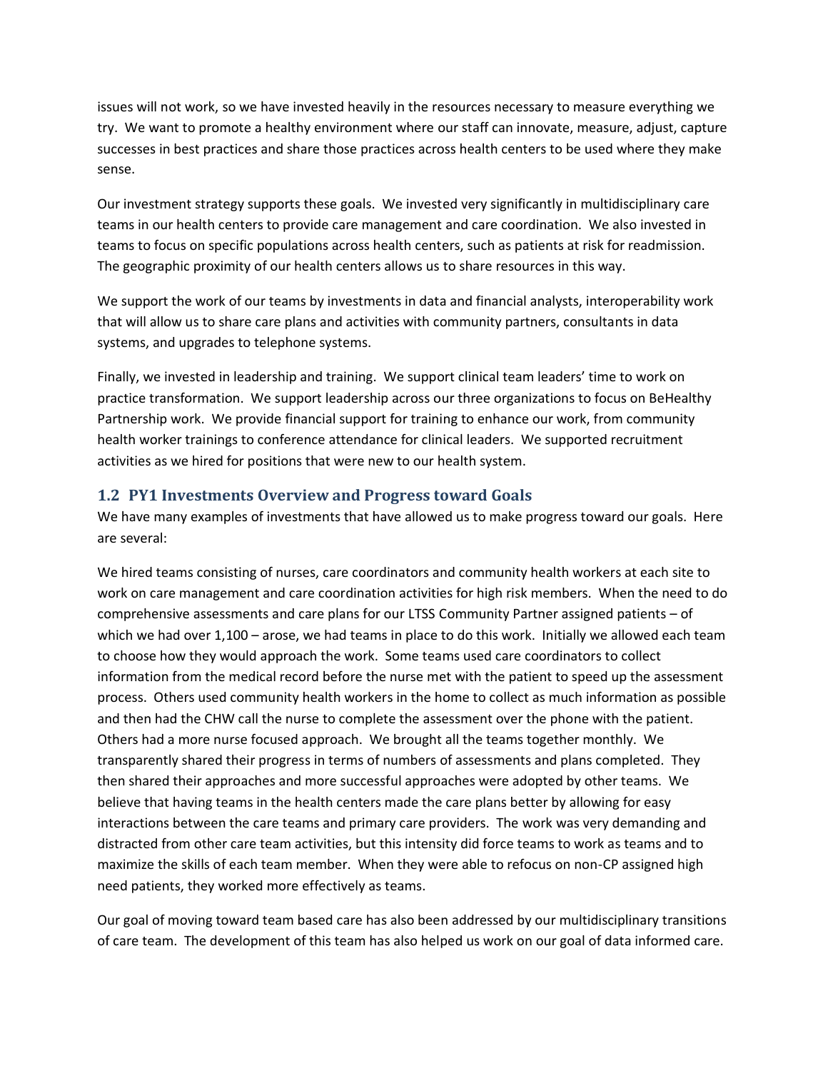issues will not work, so we have invested heavily in the resources necessary to measure everything we try. We want to promote a healthy environment where our staff can innovate, measure, adjust, capture successes in best practices and share those practices across health centers to be used where they make sense.

Our investment strategy supports these goals. We invested very significantly in multidisciplinary care teams in our health centers to provide care management and care coordination. We also invested in teams to focus on specific populations across health centers, such as patients at risk for readmission. The geographic proximity of our health centers allows us to share resources in this way.

We support the work of our teams by investments in data and financial analysts, interoperability work that will allow us to share care plans and activities with community partners, consultants in data systems, and upgrades to telephone systems.

Finally, we invested in leadership and training. We support clinical team leaders' time to work on practice transformation. We support leadership across our three organizations to focus on BeHealthy Partnership work. We provide financial support for training to enhance our work, from community health worker trainings to conference attendance for clinical leaders. We supported recruitment activities as we hired for positions that were new to our health system.

## 1.2 PY1 Investments Overview and Progress toward Goals

We have many examples of investments that have allowed us to make progress toward our goals. Here are several:

We hired teams consisting of nurses, care coordinators and community health workers at each site to work on care management and care coordination activities for high risk members. When the need to do comprehensive assessments and care plans for our LTSS Community Partner assigned patients – of which we had over 1,100 – arose, we had teams in place to do this work. Initially we allowed each team to choose how they would approach the work. Some teams used care coordinators to collect information from the medical record before the nurse met with the patient to speed up the assessment process. Others used community health workers in the home to collect as much information as possible and then had the CHW call the nurse to complete the assessment over the phone with the patient. Others had a more nurse focused approach. We brought all the teams together monthly. We transparently shared their progress in terms of numbers of assessments and plans completed. They then shared their approaches and more successful approaches were adopted by other teams. We believe that having teams in the health centers made the care plans better by allowing for easy interactions between the care teams and primary care providers. The work was very demanding and distracted from other care team activities, but this intensity did force teams to work as teams and to maximize the skills of each team member. When they were able to refocus on non-CP assigned high need patients, they worked more effectively as teams.

Our goal of moving toward team based care has also been addressed by our multidisciplinary transitions of care team. The development of this team has also helped us work on our goal of data informed care.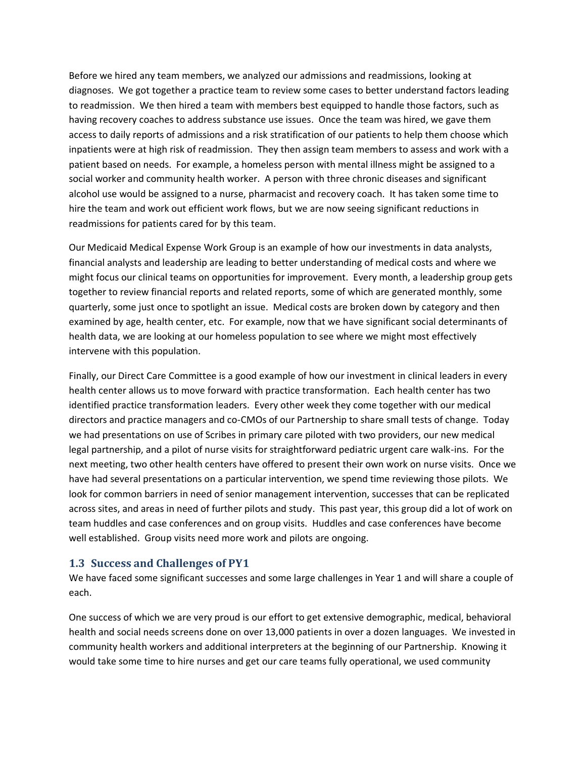Before we hired any team members, we analyzed our admissions and readmissions, looking at diagnoses. We got together a practice team to review some cases to better understand factors leading to readmission. We then hired a team with members best equipped to handle those factors, such as having recovery coaches to address substance use issues. Once the team was hired, we gave them access to daily reports of admissions and a risk stratification of our patients to help them choose which inpatients were at high risk of readmission. They then assign team members to assess and work with a patient based on needs. For example, a homeless person with mental illness might be assigned to a social worker and community health worker. A person with three chronic diseases and significant alcohol use would be assigned to a nurse, pharmacist and recovery coach. It has taken some time to hire the team and work out efficient work flows, but we are now seeing significant reductions in readmissions for patients cared for by this team.

Our Medicaid Medical Expense Work Group is an example of how our investments in data analysts, financial analysts and leadership are leading to better understanding of medical costs and where we might focus our clinical teams on opportunities for improvement. Every month, a leadership group gets together to review financial reports and related reports, some of which are generated monthly, some quarterly, some just once to spotlight an issue. Medical costs are broken down by category and then examined by age, health center, etc. For example, now that we have significant social determinants of health data, we are looking at our homeless population to see where we might most effectively intervene with this population.

Finally, our Direct Care Committee is a good example of how our investment in clinical leaders in every health center allows us to move forward with practice transformation. Each health center has two identified practice transformation leaders. Every other week they come together with our medical directors and practice managers and co-CMOs of our Partnership to share small tests of change. Today we had presentations on use of Scribes in primary care piloted with two providers, our new medical legal partnership, and a pilot of nurse visits for straightforward pediatric urgent care walk-ins. For the next meeting, two other health centers have offered to present their own work on nurse visits. Once we have had several presentations on a particular intervention, we spend time reviewing those pilots. We look for common barriers in need of senior management intervention, successes that can be replicated across sites, and areas in need of further pilots and study. This past year, this group did a lot of work on team huddles and case conferences and on group visits. Huddles and case conferences have become well established. Group visits need more work and pilots are ongoing.

### 1.3 Success and Challenges of PY1

We have faced some significant successes and some large challenges in Year 1 and will share a couple of each.

One success of which we are very proud is our effort to get extensive demographic, medical, behavioral health and social needs screens done on over 13,000 patients in over a dozen languages. We invested in community health workers and additional interpreters at the beginning of our Partnership. Knowing it would take some time to hire nurses and get our care teams fully operational, we used community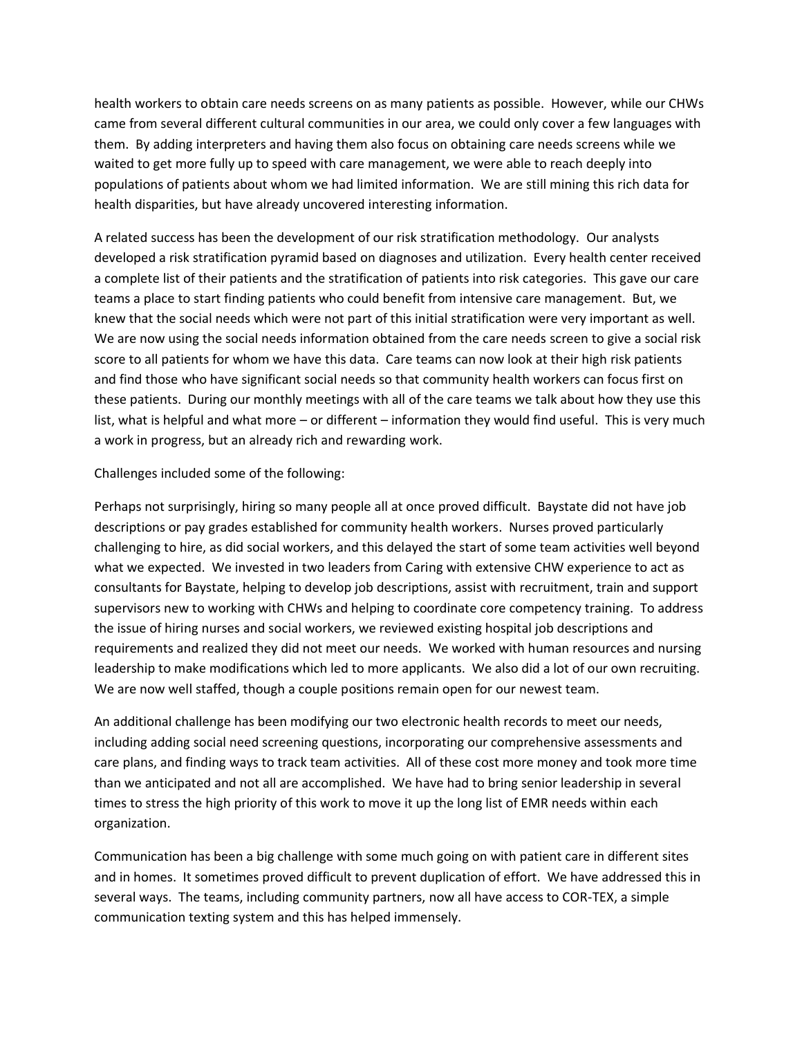health workers to obtain care needs screens on as many patients as possible. However, while our CHWs came from several different cultural communities in our area, we could only cover a few languages with them. By adding interpreters and having them also focus on obtaining care needs screens while we waited to get more fully up to speed with care management, we were able to reach deeply into populations of patients about whom we had limited information. We are still mining this rich data for health disparities, but have already uncovered interesting information.

A related success has been the development of our risk stratification methodology. Our analysts developed a risk stratification pyramid based on diagnoses and utilization. Every health center received a complete list of their patients and the stratification of patients into risk categories. This gave our care teams a place to start finding patients who could benefit from intensive care management. But, we knew that the social needs which were not part of this initial stratification were very important as well. We are now using the social needs information obtained from the care needs screen to give a social risk score to all patients for whom we have this data. Care teams can now look at their high risk patients and find those who have significant social needs so that community health workers can focus first on these patients. During our monthly meetings with all of the care teams we talk about how they use this list, what is helpful and what more – or different – information they would find useful. This is very much a work in progress, but an already rich and rewarding work.

Challenges included some of the following:

Perhaps not surprisingly, hiring so many people all at once proved difficult. Baystate did not have job descriptions or pay grades established for community health workers. Nurses proved particularly challenging to hire, as did social workers, and this delayed the start of some team activities well beyond what we expected. We invested in two leaders from Caring with extensive CHW experience to act as consultants for Baystate, helping to develop job descriptions, assist with recruitment, train and support supervisors new to working with CHWs and helping to coordinate core competency training. To address the issue of hiring nurses and social workers, we reviewed existing hospital job descriptions and requirements and realized they did not meet our needs. We worked with human resources and nursing leadership to make modifications which led to more applicants. We also did a lot of our own recruiting. We are now well staffed, though a couple positions remain open for our newest team.

An additional challenge has been modifying our two electronic health records to meet our needs, including adding social need screening questions, incorporating our comprehensive assessments and care plans, and finding ways to track team activities. All of these cost more money and took more time than we anticipated and not all are accomplished. We have had to bring senior leadership in several times to stress the high priority of this work to move it up the long list of EMR needs within each organization.

Communication has been a big challenge with some much going on with patient care in different sites and in homes. It sometimes proved difficult to prevent duplication of effort. We have addressed this in several ways. The teams, including community partners, now all have access to COR-TEX, a simple communication texting system and this has helped immensely.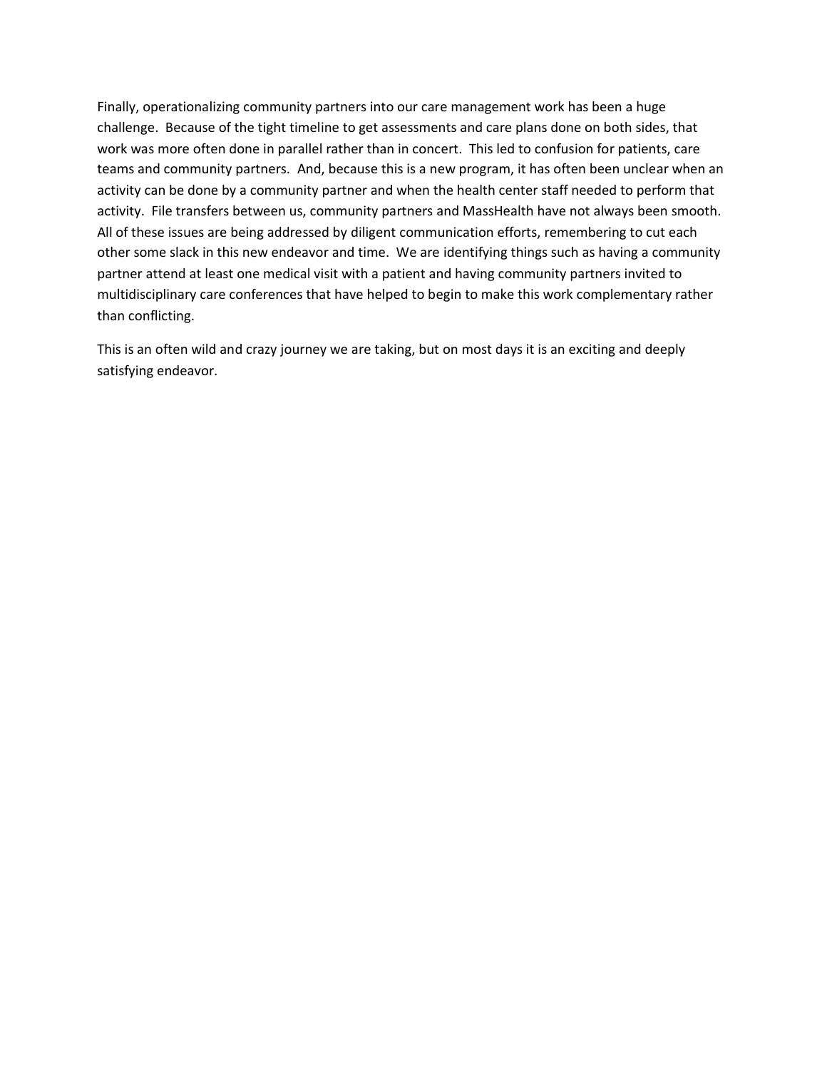Finally, operationalizing community partners into our care management work has been a huge challenge. Because of the tight timeline to get assessments and care plans done on both sides, that work was more often done in parallel rather than in concert. This led to confusion for patients, care teams and community partners. And, because this is a new program, it has often been unclear when an activity can be done by a community partner and when the health center staff needed to perform that activity. File transfers between us, community partners and MassHealth have not always been smooth. All of these issues are being addressed by diligent communication efforts, remembering to cut each other some slack in this new endeavor and time. We are identifying things such as having a community partner attend at least one medical visit with a patient and having community partners invited to multidisciplinary care conferences that have helped to begin to make this work complementary rather than conflicting.

This is an often wild and crazy journey we are taking, but on most days it is an exciting and deeply satisfying endeavor.